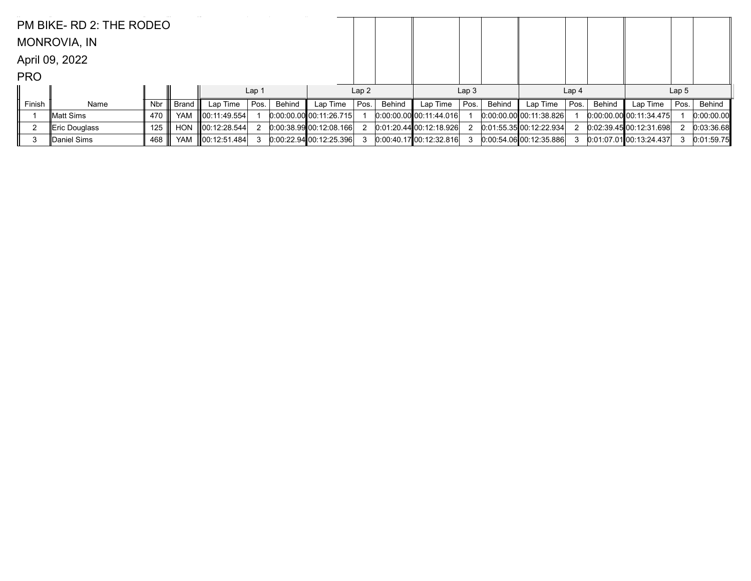PM BIKE- RD 2: THE RODEO

MONROVIA, IN

April 09, 2022

PRO

| | | | | Lap 1 | | | Lap 2 | | | Lap 3 | | | Lap 4 | | | Lap 5 | | |
|---|---|---|---|---|---|---|---|---|---|---|---|---|---|---|---|---|---|---|
| Finish | Name | Nbr | Brand | Lap Time | Pos. | Behind | Lap Time | Pos. | Behind | Lap Time | Pos. | Behind | Lap Time | Pos. | Behind | Lap Time | Pos. | Behind |
| 1 | Matt Sims | 470 | YAM | 00:11:49.554 | 1 | 0:00:00.00 | 00:11:26.715 | 1 | 0:00:00.00 | 00:11:44.016 | 1 | 0:00:00.00 | 00:11:38.826 | 1 | 0:00:00.00 | 00:11:34.475 | 1 | 0:00:00.00 |
| 2 | Eric Douglass | 125 | HON | 00:12:28.544 | 2 | 0:00:38.99 | 00:12:08.166 | 2 | 0:01:20.44 | 00:12:18.926 | 2 | 0:01:55.35 | 00:12:22.934 | 2 | 0:02:39.45 | 00:12:31.698 | 2 | 0:03:36.68 |
| 3 | Daniel Sims | 468 | YAM | 00:12:51.484 | 3 | 0:00:22.94 | 00:12:25.396 | 3 | 0:00:40.17 | 00:12:32.816 | 3 | 0:00:54.06 | 00:12:35.886 | 3 | 0:01:07.01 | 00:13:24.437 | 3 | 0:01:59.75 |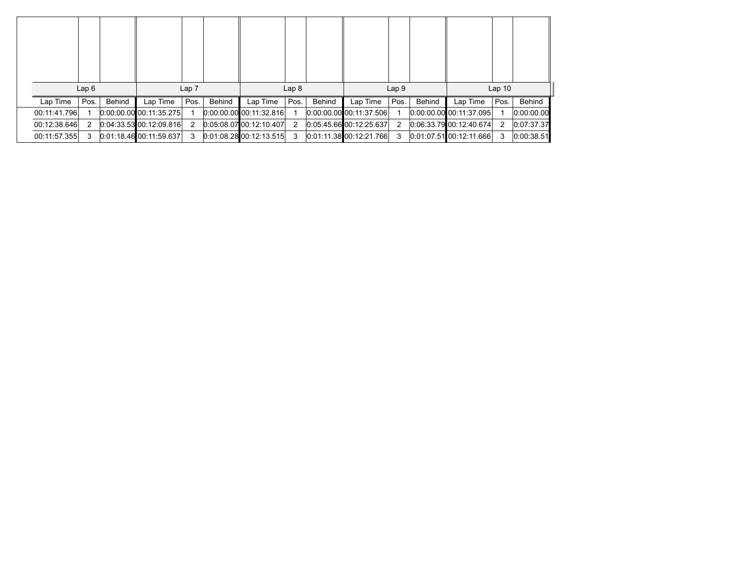| Lap 6 | | | Lap 7 | | | Lap 8 | | | Lap 9 | | | Lap 10 | | |
|---|---|---|---|---|---|---|---|---|---|---|---|---|---|---|
| Lap Time | Pos. | Behind | Lap Time | Pos. | Behind | Lap Time | Pos. | Behind | Lap Time | Pos. | Behind | Lap Time | Pos. | Behind |
| 00:11:41.796 | 1 | 0:00:00.00 | 00:11:35.275 | 1 | 0:00:00.00 | 00:11:32.816 | 1 | 0:00:00.00 | 00:11:37.506 | 1 | 0:00:00.00 | 00:11:37.095 | 1 | 0:00:00.00 |
| 00:12:38.646 | 2 | 0:04:33.53 | 00:12:09.816 | 2 | 0:05:08.07 | 00:12:10.407 | 2 | 0:05:45.66 | 00:12:25.637 | 2 | 0:06:33.79 | 00:12:40.674 | 2 | 0:07:37.37 |
| 00:11:57.355 | 3 | 0:01:18.46 | 00:11:59.637 | 3 | 0:01:08.28 | 00:12:13.515 | 3 | 0:01:11.38 | 00:12:21.766 | 3 | 0:01:07.51 | 00:12:11.666 | 3 | 0:00:38.51 |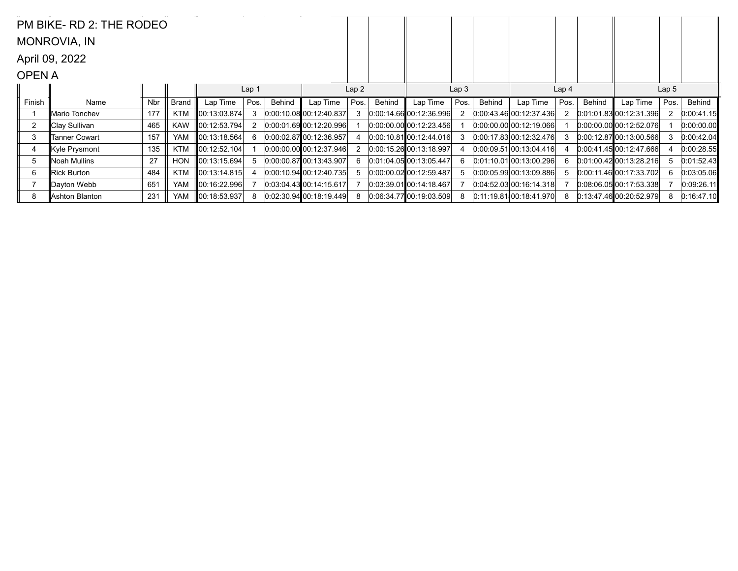PM BIKE- RD 2: THE RODEO

MONROVIA, IN

April 09, 2022

OPEN A

| | | | | Lap 1 | | | Lap 2 | | | Lap 3 | | | Lap 4 | | | Lap 5 | | |
|---|---|---|---|---|---|---|---|---|---|---|---|---|---|---|---|---|---|---|
| Finish | Name | Nbr | Brand | Lap Time | Pos. | Behind | Lap Time | Pos. | Behind | Lap Time | Pos. | Behind | Lap Time | Pos. | Behind | Lap Time | Pos. | Behind |
| 1 | Mario Tonchev | 177 | KTM | 00:13:03.874 | 3 | 0:00:10.08 | 00:12:40.837 | 3 | 0:00:14.66 | 00:12:36.996 | 2 | 0:00:43.46 | 00:12:37.436 | 2 | 0:01:01.83 | 00:12:31.396 | 2 | 0:00:41.15 |
| 2 | Clay Sullivan | 465 | KAW | 00:12:53.794 | 2 | 0:00:01.69 | 00:12:20.996 | 1 | 0:00:00.00 | 00:12:23.456 | 1 | 0:00:00.00 | 00:12:19.066 | 1 | 0:00:00.00 | 00:12:52.076 | 1 | 0:00:00.00 |
| 3 | Tanner Cowart | 157 | YAM | 00:13:18.564 | 6 | 0:00:02.87 | 00:12:36.957 | 4 | 0:00:10.81 | 00:12:44.016 | 3 | 0:00:17.83 | 00:12:32.476 | 3 | 0:00:12.87 | 00:13:00.566 | 3 | 0:00:42.04 |
| 4 | Kyle Prysmont | 135 | KTM | 00:12:52.104 | 1 | 0:00:00.00 | 00:12:37.946 | 2 | 0:00:15.26 | 00:13:18.997 | 4 | 0:00:09.51 | 00:13:04.416 | 4 | 0:00:41.45 | 00:12:47.666 | 4 | 0:00:28.55 |
| 5 | Noah Mullins | 27 | HON | 00:13:15.694 | 5 | 0:00:00.87 | 00:13:43.907 | 6 | 0:01:04.05 | 00:13:05.447 | 6 | 0:01:10.01 | 00:13:00.296 | 6 | 0:01:00.42 | 00:13:28.216 | 5 | 0:01:52.43 |
| 6 | Rick Burton | 484 | KTM | 00:13:14.815 | 4 | 0:00:10.94 | 00:12:40.735 | 5 | 0:00:00.02 | 00:12:59.487 | 5 | 0:00:05.99 | 00:13:09.886 | 5 | 0:00:11.46 | 00:17:33.702 | 6 | 0:03:05.06 |
| 7 | Dayton Webb | 651 | YAM | 00:16:22.996 | 7 | 0:03:04.43 | 00:14:15.617 | 7 | 0:03:39.01 | 00:14:18.467 | 7 | 0:04:52.03 | 00:16:14.318 | 7 | 0:08:06.05 | 00:17:53.338 | 7 | 0:09:26.11 |
| 8 | Ashton Blanton | 231 | YAM | 00:18:53.937 | 8 | 0:02:30.94 | 00:18:19.449 | 8 | 0:06:34.77 | 00:19:03.509 | 8 | 0:11:19.81 | 00:18:41.970 | 8 | 0:13:47.46 | 00:20:52.979 | 8 | 0:16:47.10 |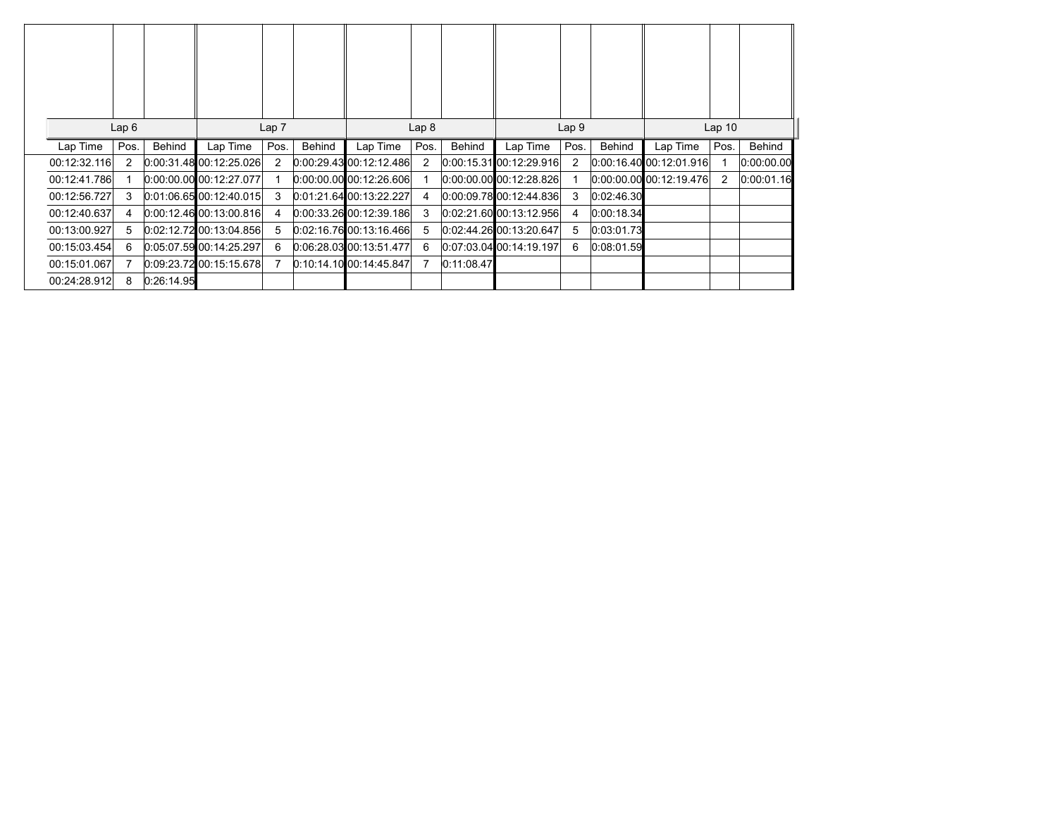| Lap 6 | | | Lap 7 | | | Lap 8 | | | Lap 9 | | | Lap 10 | | |
|---|---|---|---|---|---|---|---|---|---|---|---|---|---|---|
| Lap Time | Pos. | Behind | Lap Time | Pos. | Behind | Lap Time | Pos. | Behind | Lap Time | Pos. | Behind | Lap Time | Pos. | Behind |
| 00:12:32.116 | 2 | 0:00:31.48 | 00:12:25.026 | 2 | 0:00:29.43 | 00:12:12.486 | 2 | 0:00:15.31 | 00:12:29.916 | 2 | 0:00:16.40 | 00:12:01.916 | 1 | 0:00:00.00 |
| 00:12:41.786 | 1 | 0:00:00.00 | 00:12:27.077 | 1 | 0:00:00.00 | 00:12:26.606 | 1 | 0:00:00.00 | 00:12:28.826 | 1 | 0:00:00.00 | 00:12:19.476 | 2 | 0:00:01.16 |
| 00:12:56.727 | 3 | 0:01:06.65 | 00:12:40.015 | 3 | 0:01:21.64 | 00:13:22.227 | 4 | 0:00:09.78 | 00:12:44.836 | 3 | 0:02:46.30 | | | |
| 00:12:40.637 | 4 | 0:00:12.46 | 00:13:00.816 | 4 | 0:00:33.26 | 00:12:39.186 | 3 | 0:02:21.60 | 00:13:12.956 | 4 | 0:00:18.34 | | | |
| 00:13:00.927 | 5 | 0:02:12.72 | 00:13:04.856 | 5 | 0:02:16.76 | 00:13:16.466 | 5 | 0:02:44.26 | 00:13:20.647 | 5 | 0:03:01.73 | | | |
| 00:15:03.454 | 6 | 0:05:07.59 | 00:14:25.297 | 6 | 0:06:28.03 | 00:13:51.477 | 6 | 0:07:03.04 | 00:14:19.197 | 6 | 0:08:01.59 | | | |
| 00:15:01.067 | 7 | 0:09:23.72 | 00:15:15.678 | 7 | 0:10:14.10 | 00:14:45.847 | 7 | 0:11:08.47 | | | | | | |
| 00:24:28.912 | 8 | 0:26:14.95 | | | | | | | | | | | | |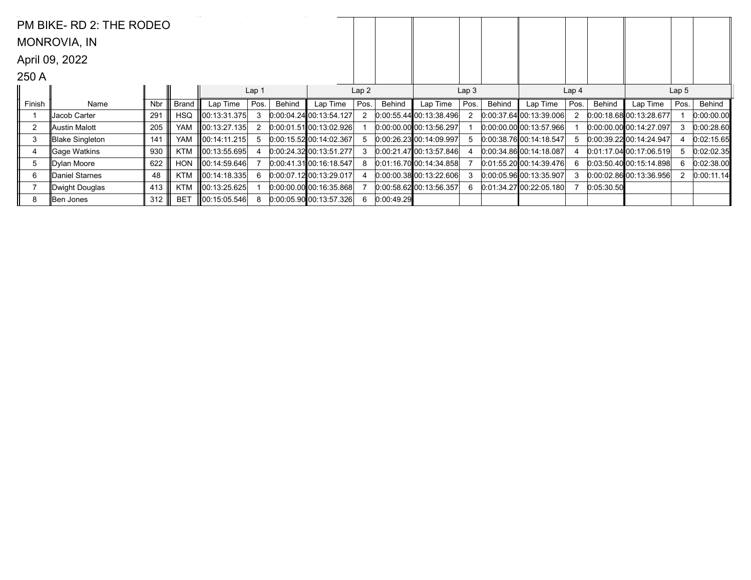PM BIKE- RD 2: THE RODEO

MONROVIA, IN

April 09, 2022

250 A

| | | | | Lap 1 | | | Lap 2 | | | Lap 3 | | | Lap 4 | | | Lap 5 | | |
|---|---|---|---|---|---|---|---|---|---|---|---|---|---|---|---|---|---|---|
| Finish | Name | Nbr | Brand | Lap Time | Pos. | Behind | Lap Time | Pos. | Behind | Lap Time | Pos. | Behind | Lap Time | Pos. | Behind | Lap Time | Pos. | Behind |
| 1 | Jacob Carter | 291 | HSQ | 00:13:31.375 | 3 | 0:00:04.24 | 00:13:54.127 | 2 | 0:00:55.44 | 00:13:38.496 | 2 | 0:00:37.64 | 00:13:39.006 | 2 | 0:00:18.68 | 00:13:28.677 | 1 | 0:00:00.00 |
| 2 | Austin Malott | 205 | YAM | 00:13:27.135 | 2 | 0:00:01.51 | 00:13:02.926 | 1 | 0:00:00.00 | 00:13:56.297 | 1 | 0:00:00.00 | 00:13:57.966 | 1 | 0:00:00.00 | 00:14:27.097 | 3 | 0:00:28.60 |
| 3 | Blake Singleton | 141 | YAM | 00:14:11.215 | 5 | 0:00:15.52 | 00:14:02.367 | 5 | 0:00:26.23 | 00:14:09.997 | 5 | 0:00:38.76 | 00:14:18.547 | 5 | 0:00:39.22 | 00:14:24.947 | 4 | 0:02:15.65 |
| 4 | Gage Watkins | 930 | KTM | 00:13:55.695 | 4 | 0:00:24.32 | 00:13:51.277 | 3 | 0:00:21.47 | 00:13:57.846 | 4 | 0:00:34.86 | 00:14:18.087 | 4 | 0:01:17.04 | 00:17:06.519 | 5 | 0:02:02.35 |
| 5 | Dylan Moore | 622 | HON | 00:14:59.646 | 7 | 0:00:41.31 | 00:16:18.547 | 8 | 0:01:16.70 | 00:14:34.858 | 7 | 0:01:55.20 | 00:14:39.476 | 6 | 0:03:50.40 | 00:15:14.898 | 6 | 0:02:38.00 |
| 6 | Daniel Starnes | 48 | KTM | 00:14:18.335 | 6 | 0:00:07.12 | 00:13:29.017 | 4 | 0:00:00.38 | 00:13:22.606 | 3 | 0:00:05.96 | 00:13:35.907 | 3 | 0:00:02.86 | 00:13:36.956 | 2 | 0:00:11.14 |
| 7 | Dwight Douglas | 413 | KTM | 00:13:25.625 | 1 | 0:00:00.00 | 00:16:35.868 | 7 | 0:00:58.62 | 00:13:56.357 | 6 | 0:01:34.27 | 00:22:05.180 | 7 | 0:05:30.50 | | | |
| 8 | Ben Jones | 312 | BET | 00:15:05.546 | 8 | 0:00:05.90 | 00:13:57.326 | 6 | 0:00:49.29 | | | | | | | | | |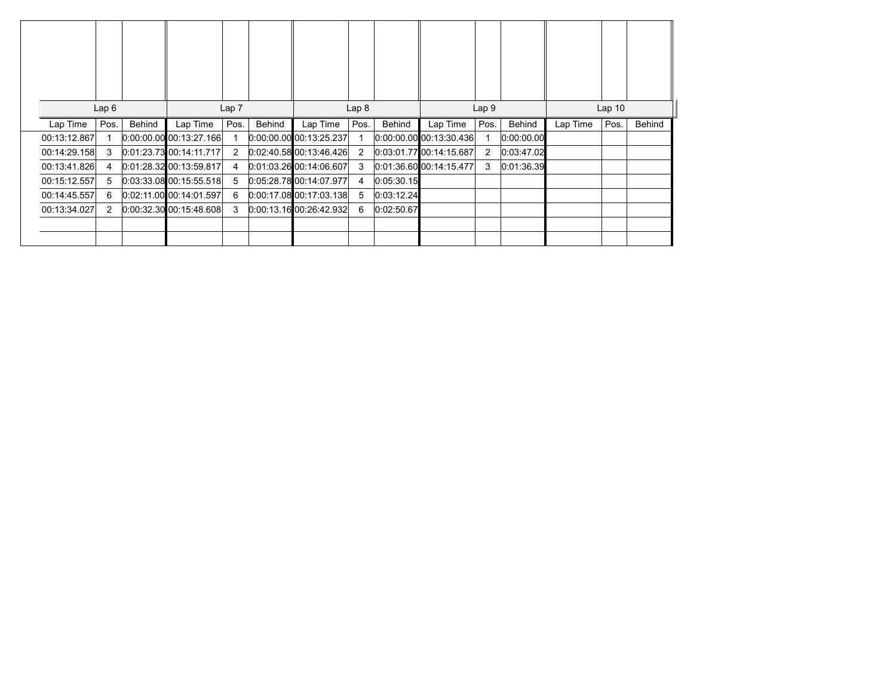| Lap 6 | | | Lap 7 | | | Lap 8 | | | Lap 9 | | | Lap 10 | | |
|---|---|---|---|---|---|---|---|---|---|---|---|---|---|---|
| Lap Time | Pos. | Behind | Lap Time | Pos. | Behind | Lap Time | Pos. | Behind | Lap Time | Pos. | Behind | Lap Time | Pos. | Behind |
| 00:13:12.867 | 1 | 0:00:00.00 | 00:13:27.166 | 1 | 0:00:00.00 | 00:13:25.237 | 1 | 0:00:00.00 | 00:13:30.436 | 1 | 0:00:00.00 | | | |
| 00:14:29.158 | 3 | 0:01:23.73 | 00:14:11.717 | 2 | 0:02:40.58 | 00:13:46.426 | 2 | 0:03:01.77 | 00:14:15.687 | 2 | 0:03:47.02 | | | |
| 00:13:41.826 | 4 | 0:01:28.32 | 00:13:59.817 | 4 | 0:01:03.26 | 00:14:06.607 | 3 | 0:01:36.60 | 00:14:15.477 | 3 | 0:01:36.39 | | | |
| 00:15:12.557 | 5 | 0:03:33.08 | 00:15:55.518 | 5 | 0:05:28.78 | 00:14:07.977 | 4 | 0:05:30.15 | | | | | | |
| 00:14:45.557 | 6 | 0:02:11.00 | 00:14:01.597 | 6 | 0:00:17.08 | 00:17:03.138 | 5 | 0:03:12.24 | | | | | | |
| 00:13:34.027 | 2 | 0:00:32.30 | 00:15:48.608 | 3 | 0:00:13.16 | 00:26:42.932 | 6 | 0:02:50.67 | | | | | | |
| | | | | | | | | | | | | | | |
| | | | | | | | | | | | | | | |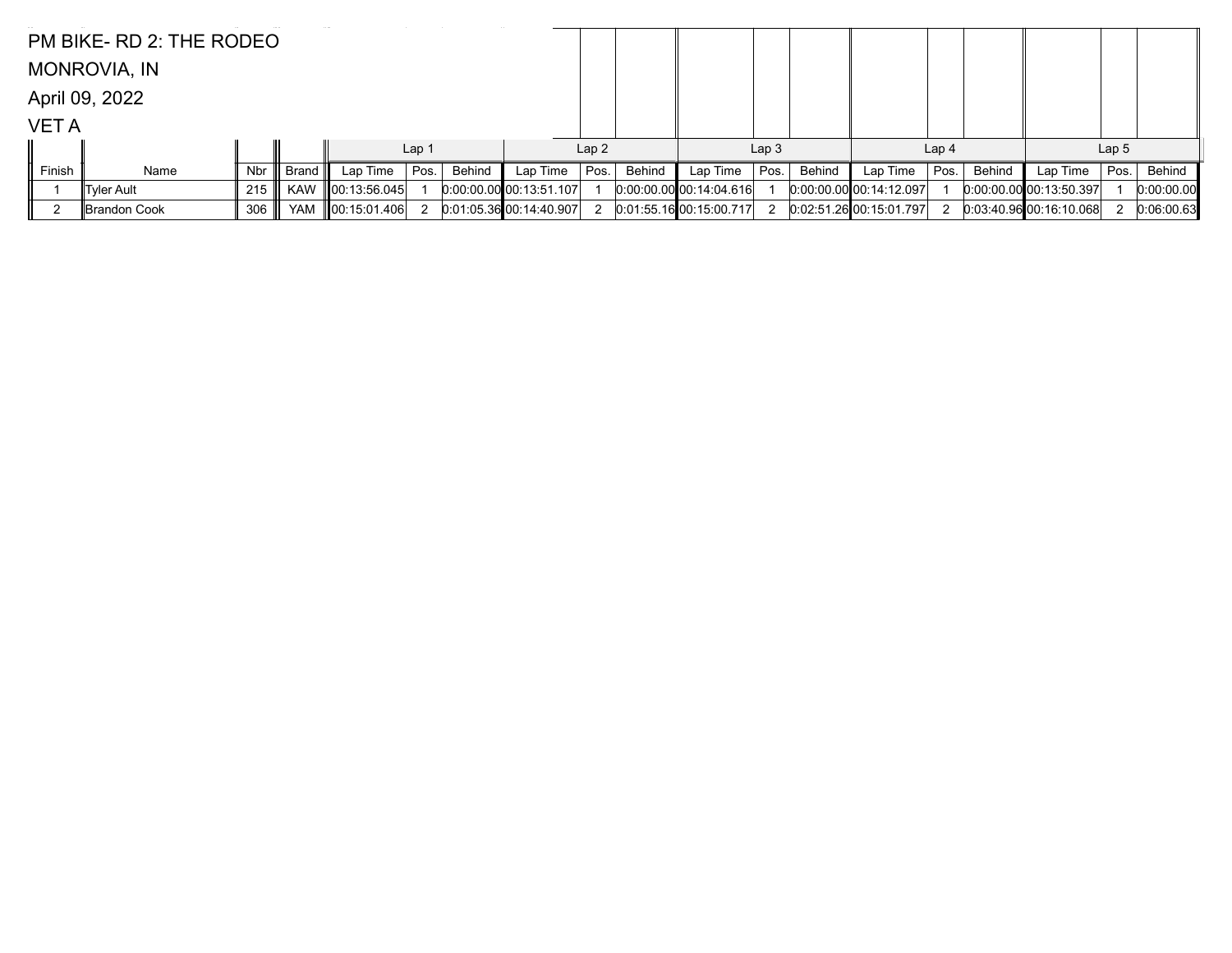PM BIKE- RD 2: THE RODEO

MONROVIA, IN

April 09, 2022

VET A

| Finish | Name | Nbr | Brand | Lap 1 | | | Lap 2 | | | Lap 3 | | | Lap 4 | | | Lap 5 | | |
|---|---|---|---|---|---|---|---|---|---|---|---|---|---|---|---|---|---|---|
| | | | | Lap Time | Pos. | Behind | Lap Time | Pos. | Behind | Lap Time | Pos. | Behind | Lap Time | Pos. | Behind | Lap Time | Pos. | Behind |
| 1 | Tyler Ault | 215 | KAW | 00:13:56.045 | 1 | 0:00:00.00 | 00:13:51.107 | 1 | 0:00:00.00 | 00:14:04.616 | 1 | 0:00:00.00 | 00:14:12.097 | 1 | 0:00:00.00 | 00:13:50.397 | 1 | 0:00:00.00 |
| 2 | Brandon Cook | 306 | YAM | 00:15:01.406 | 2 | 0:01:05.36 | 00:14:40.907 | 2 | 0:01:55.16 | 00:15:00.717 | 2 | 0:02:51.26 | 00:15:01.797 | 2 | 0:03:40.96 | 00:16:10.068 | 2 | 0:06:00.63 |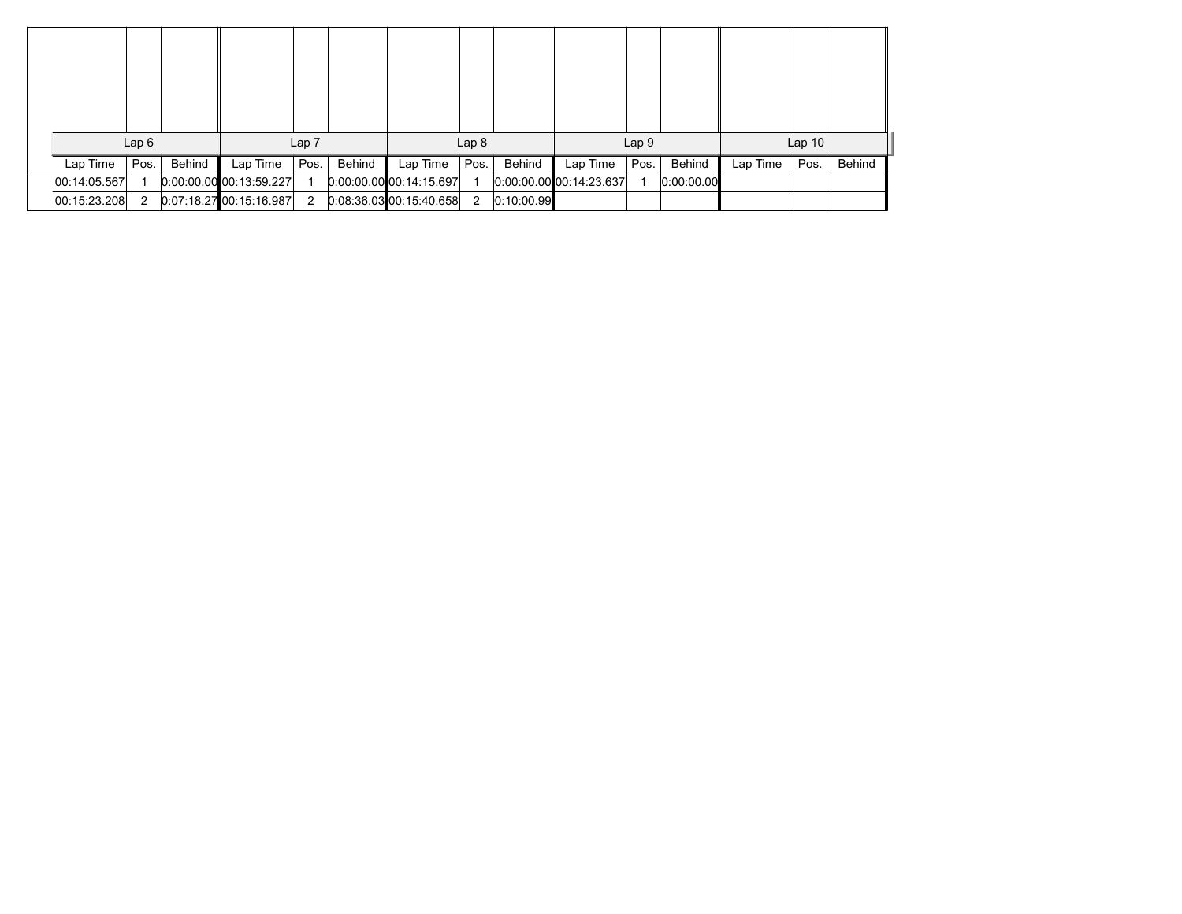| Lap 6 | | | Lap 7 | | | Lap 8 | | | Lap 9 | | | Lap 10 | | |
|---|---|---|---|---|---|---|---|---|---|---|---|---|---|---|
| Lap Time | Pos. | Behind | Lap Time | Pos. | Behind | Lap Time | Pos. | Behind | Lap Time | Pos. | Behind | Lap Time | Pos. | Behind |
| 00:14:05.567 | 1 | 0:00:00.00 | 00:13:59.227 | 1 | 0:00:00.00 | 00:14:15.697 | 1 | 0:00:00.00 | 00:14:23.637 | 1 | 0:00:00.00 | | | |
| 00:15:23.208 | 2 | 0:07:18.27 | 00:15:16.987 | 2 | 0:08:36.03 | 00:15:40.658 | 2 | 0:10:00.99 | | | | | | |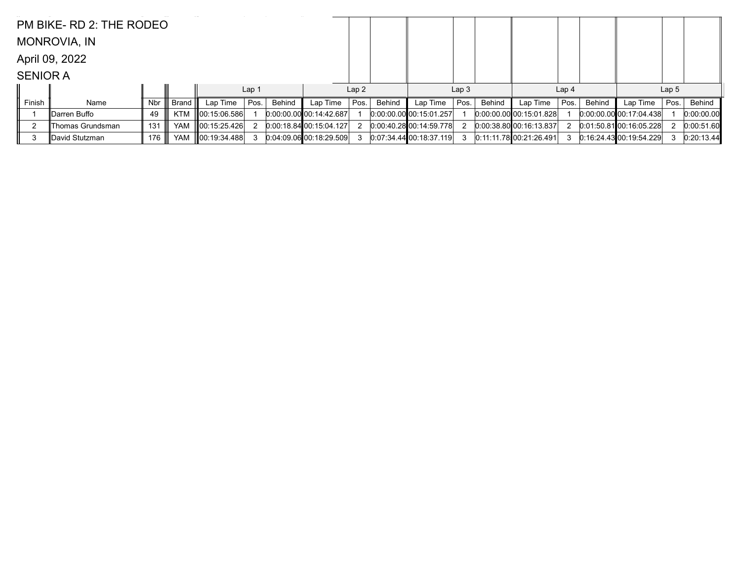PM BIKE- RD 2: THE RODEO

MONROVIA, IN

April 09, 2022

SENIOR A

| | | | | Lap 1 | | | Lap 2 | | | Lap 3 | | | Lap 4 | | | Lap 5 | | |
|---|---|---|---|---|---|---|---|---|---|---|---|---|---|---|---|---|---|---|
| Finish | Name | Nbr | Brand | Lap Time | Pos. | Behind | Lap Time | Pos. | Behind | Lap Time | Pos. | Behind | Lap Time | Pos. | Behind | Lap Time | Pos. | Behind |
| 1 | Darren Buffo | 49 | KTM | 00:15:06.586 | 1 | 0:00:00.00 | 00:14:42.687 | 1 | 0:00:00.00 | 00:15:01.257 | 1 | 0:00:00.00 | 00:15:01.828 | 1 | 0:00:00.00 | 00:17:04.438 | 1 | 0:00:00.00 |
| 2 | Thomas Grundsman | 131 | YAM | 00:15:25.426 | 2 | 0:00:18.84 | 00:15:04.127 | 2 | 0:00:40.28 | 00:14:59.778 | 2 | 0:00:38.80 | 00:16:13.837 | 2 | 0:01:50.81 | 00:16:05.228 | 2 | 0:00:51.60 |
| 3 | David Stutzman | 176 | YAM | 00:19:34.488 | 3 | 0:04:09.06 | 00:18:29.509 | 3 | 0:07:34.44 | 00:18:37.119 | 3 | 0:11:11.78 | 00:21:26.491 | 3 | 0:16:24.43 | 00:19:54.229 | 3 | 0:20:13.44 |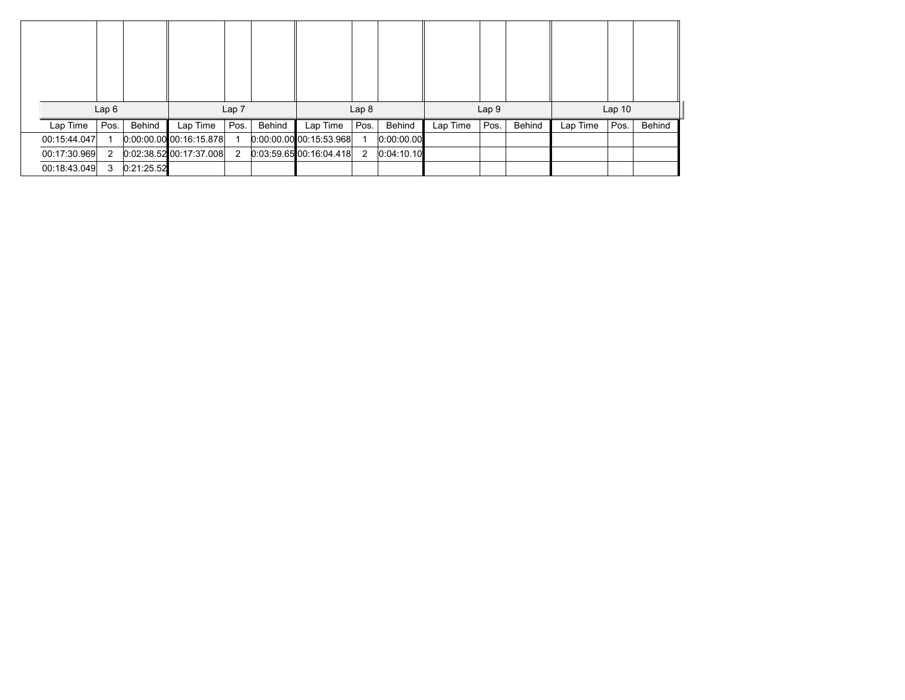| Lap 6 | | | Lap 7 | | | Lap 8 | | | Lap 9 | | | Lap 10 | | |
|---|---|---|---|---|---|---|---|---|---|---|---|---|---|---|
| Lap Time | Pos. | Behind | Lap Time | Pos. | Behind | Lap Time | Pos. | Behind | Lap Time | Pos. | Behind | Lap Time | Pos. | Behind |
| 00:15:44.047 | 1 | 0:00:00.00 | 00:16:15.878 | 1 | 0:00:00.00 | 00:15:53.968 | 1 | 0:00:00.00 | | | | | | |
| 00:17:30.969 | 2 | 0:02:38.52 | 00:17:37.008 | 2 | 0:03:59.65 | 00:16:04.418 | 2 | 0:04:10.10 | | | | | | |
| 00:18:43.049 | 3 | 0:21:25.52 | | | | | | | | | | | | |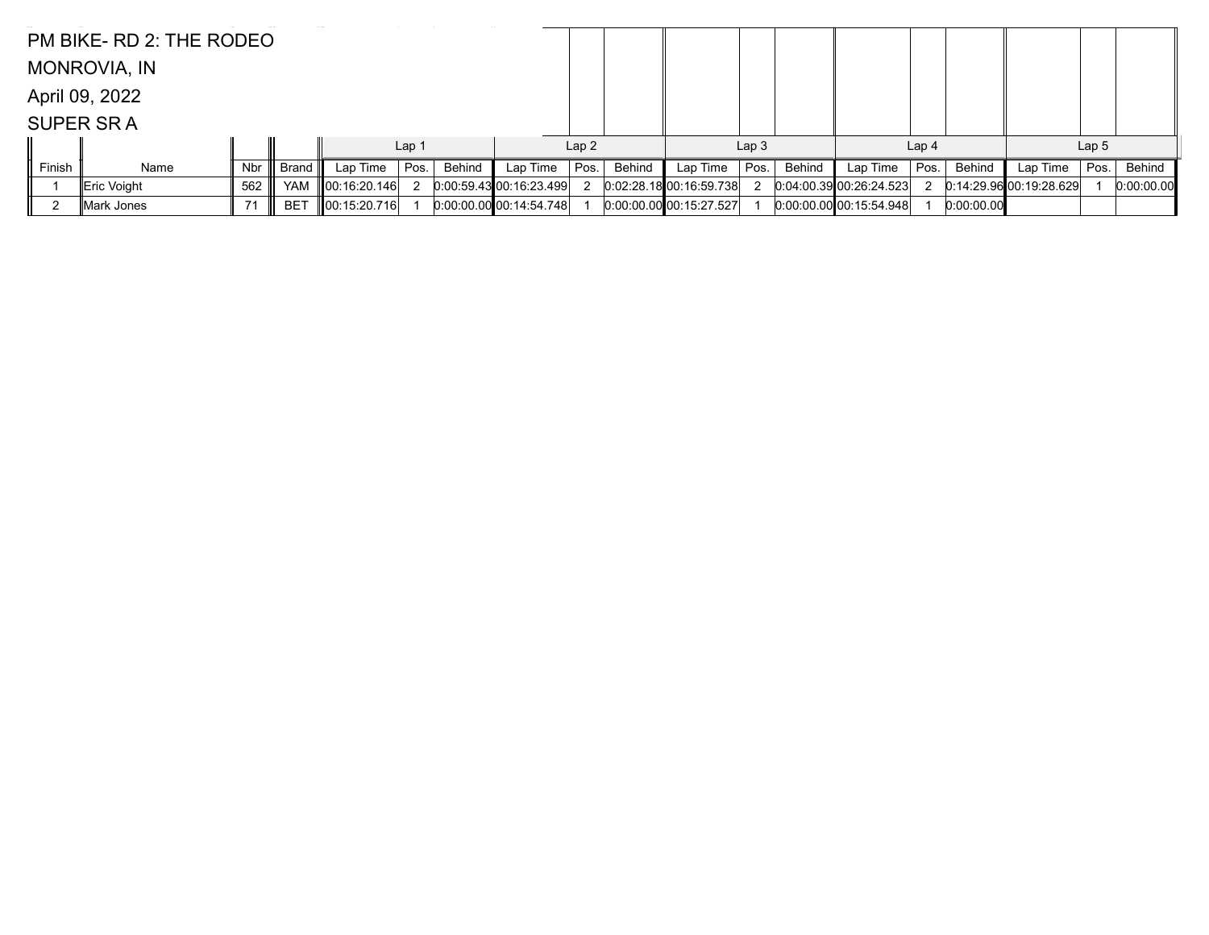PM BIKE- RD 2: THE RODEO

MONROVIA, IN

April 09, 2022

SUPER SR A

| | | | | Lap 1 | | | Lap 2 | | | Lap 3 | | | Lap 4 | | | Lap 5 | | |
|---|---|---|---|---|---|---|---|---|---|---|---|---|---|---|---|---|---|---|
| Finish | Name | Nbr | Brand | Lap Time | Pos. | Behind | Lap Time | Pos. | Behind | Lap Time | Pos. | Behind | Lap Time | Pos. | Behind | Lap Time | Pos. | Behind |
| 1 | Eric Voight | 562 | YAM | 00:16:20.146 | 2 | 0:00:59.43 | 00:16:23.499 | 2 | 0:02:28.18 | 00:16:59.738 | 2 | 0:04:00.39 | 00:26:24.523 | 2 | 0:14:29.96 | 00:19:28.629 | 1 | 0:00:00.00 |
| 2 | Mark Jones | 71 | BET | 00:15:20.716 | 1 | 0:00:00.00 | 00:14:54.748 | 1 | 0:00:00.00 | 00:15:27.527 | 1 | 0:00:00.00 | 00:15:54.948 | 1 | 0:00:00.00 | | | |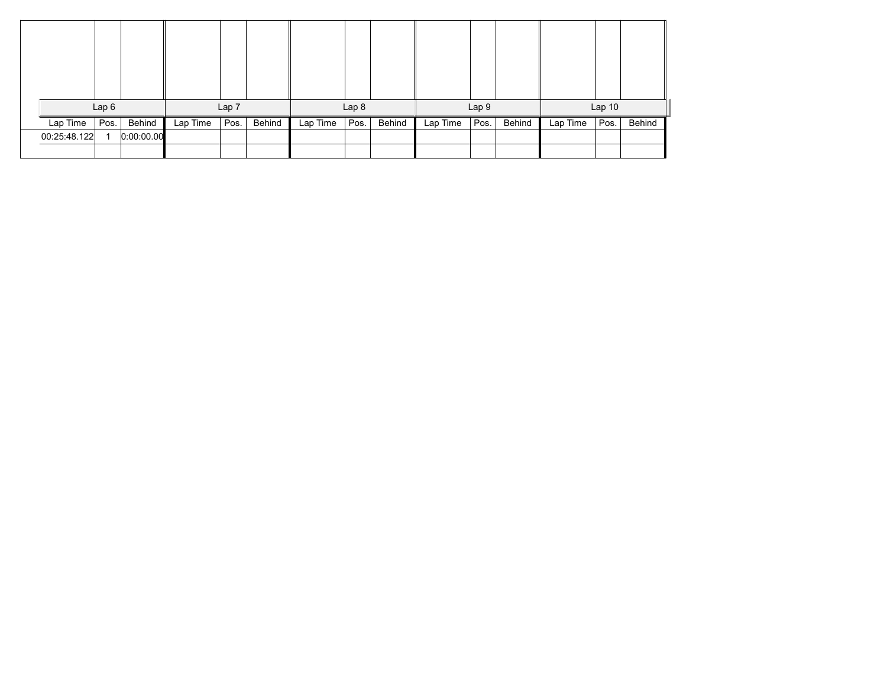| Lap 6 | | | Lap 7 | | | Lap 8 | | | Lap 9 | | | Lap 10 | | |
|---|---|---|---|---|---|---|---|---|---|---|---|---|---|---|
| Lap Time | Pos. | Behind | Lap Time | Pos. | Behind | Lap Time | Pos. | Behind | Lap Time | Pos. | Behind | Lap Time | Pos. | Behind |
| 00:25:48.122 | 1 | 0:00:00.00 | | | | | | | | | | | | |
| | | | | | | | | | | | | | | |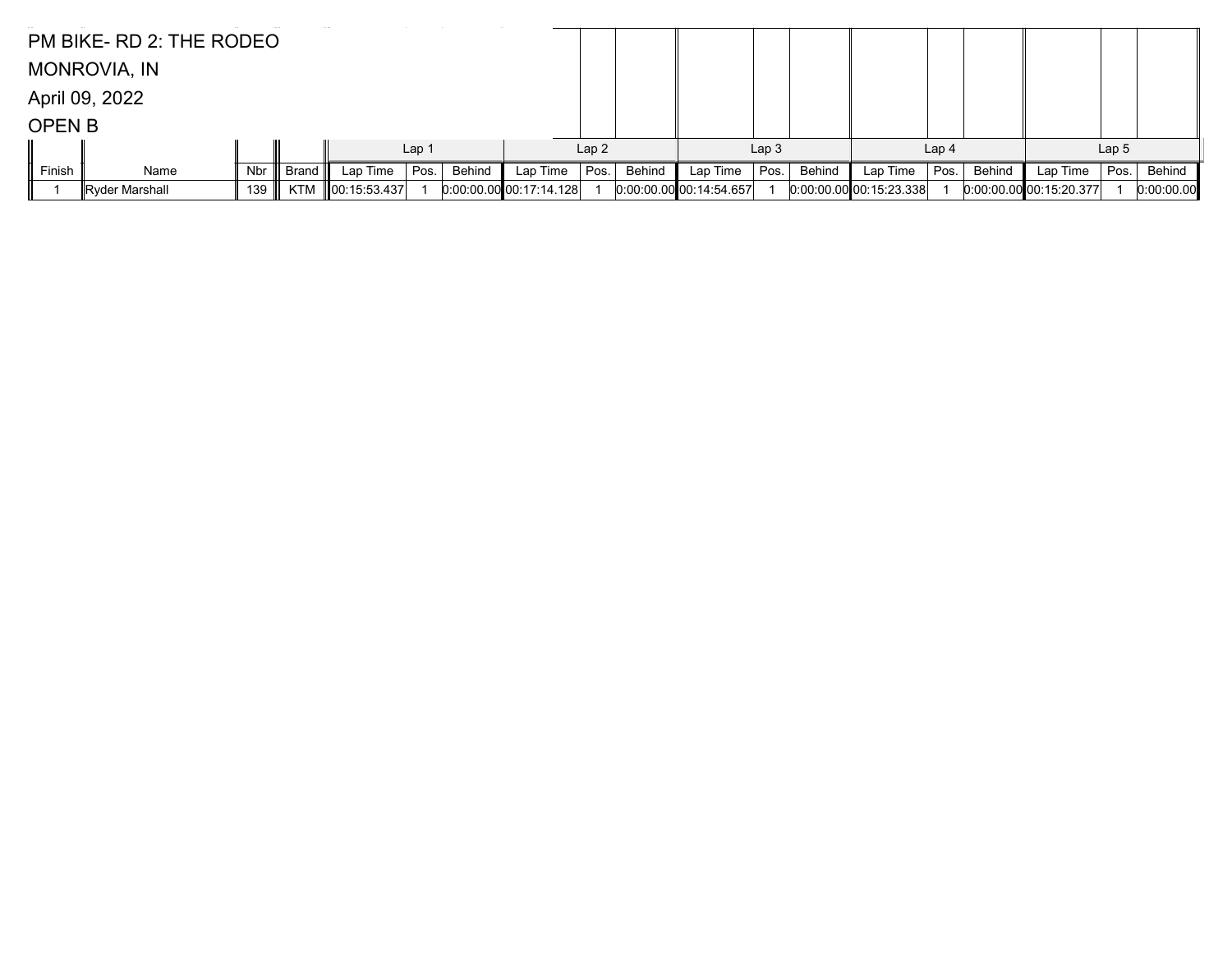PM BIKE- RD 2: THE RODEO

MONROVIA, IN

April 09, 2022

OPEN B

| | | | | Lap 1 | | | Lap 2 | | | Lap 3 | | | Lap 4 | | | Lap 5 | | |
|---|---|---|---|---|---|---|---|---|---|---|---|---|---|---|---|---|---|---|
| Finish | Name | Nbr | Brand | Lap Time | Pos. | Behind | Lap Time | Pos. | Behind | Lap Time | Pos. | Behind | Lap Time | Pos. | Behind | Lap Time | Pos. | Behind |
| 1 | Ryder Marshall | 139 | KTM | 00:15:53.437 | 1 | 0:00:00.00 | 00:17:14.128 | 1 | 0:00:00.00 | 00:14:54.657 | 1 | 0:00:00.00 | 00:15:23.338 | 1 | 0:00:00.00 | 00:15:20.377 | 1 | 0:00:00.00 |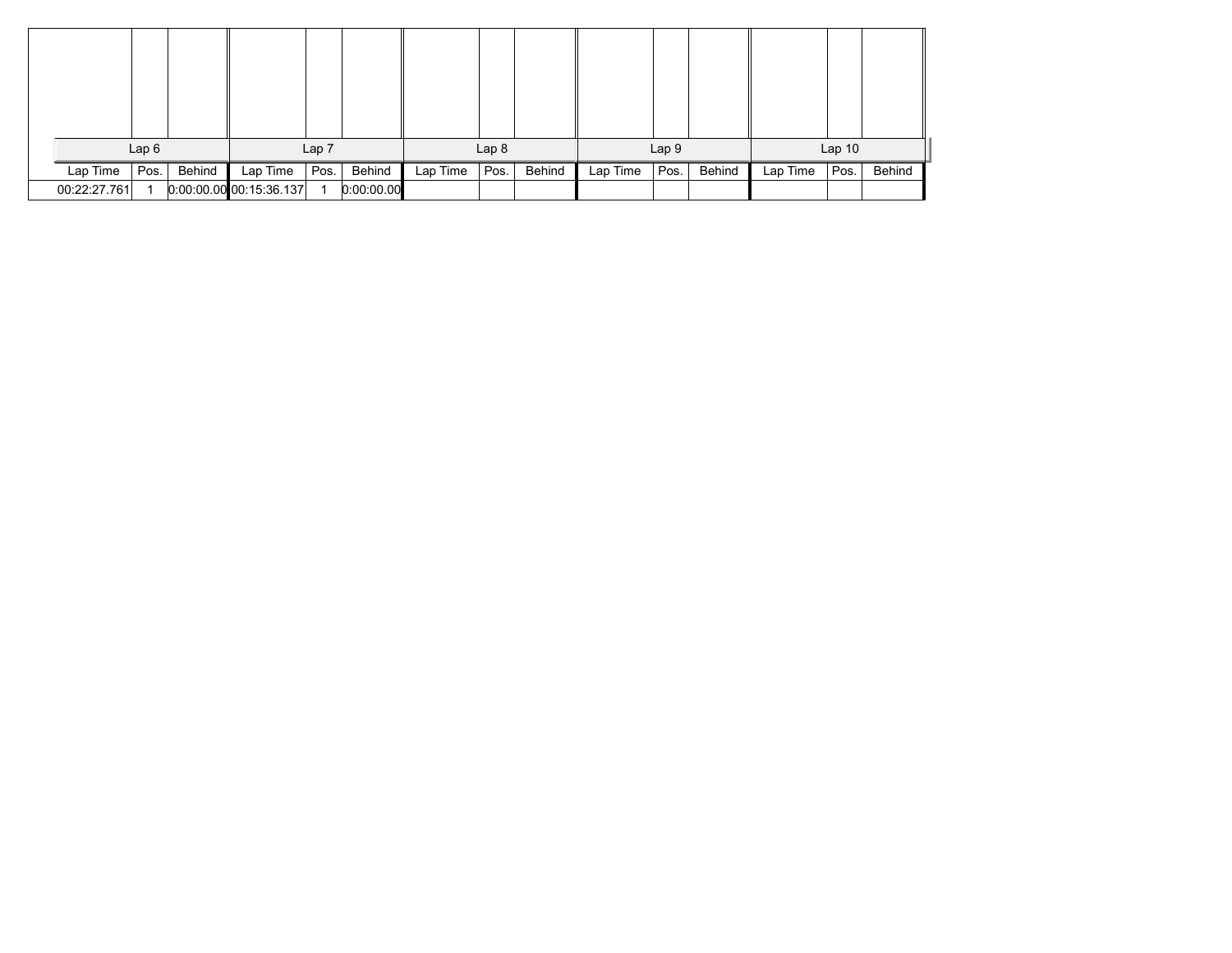| Lap 6 | | | Lap 7 | | | Lap 8 | | | Lap 9 | | | Lap 10 | | |
|---|---|---|---|---|---|---|---|---|---|---|---|---|---|---|
| Lap Time | Pos. | Behind | Lap Time | Pos. | Behind | Lap Time | Pos. | Behind | Lap Time | Pos. | Behind | Lap Time | Pos. | Behind |
| 00:22:27.761 | 1 | 0:00:00.00 | 00:15:36.137 | 1 | 0:00:00.00 | | | | | | | | | |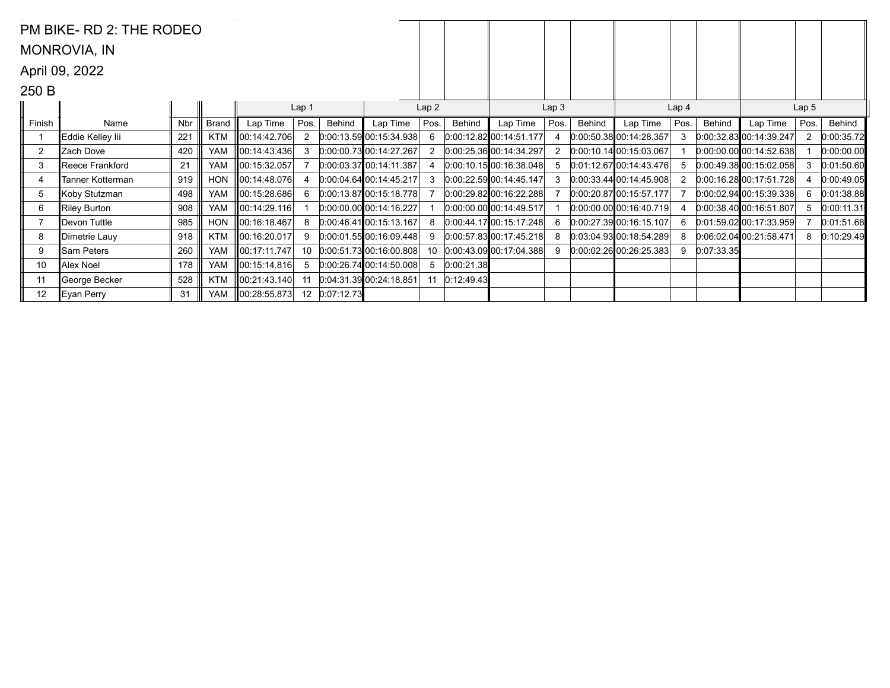PM BIKE- RD 2: THE RODEO

MONROVIA, IN

April 09, 2022

250 B

| | | | | Lap 1 | | | Lap 2 | | | Lap 3 | | | Lap 4 | | | Lap 5 | | |
|---|---|---|---|---|---|---|---|---|---|---|---|---|---|---|---|---|---|---|
| Finish | Name | Nbr | Brand | Lap Time | Pos. | Behind | Lap Time | Pos. | Behind | Lap Time | Pos. | Behind | Lap Time | Pos. | Behind | Lap Time | Pos. | Behind |
| 1 | Eddie Kelley Iii | 221 | KTM | 00:14:42.706 | 2 | 0:00:13.59 | 00:15:34.938 | 6 | 0:00:12.82 | 00:14:51.177 | 4 | 0:00:50.38 | 00:14:28.357 | 3 | 0:00:32.83 | 00:14:39.247 | 2 | 0:00:35.72 |
| 2 | Zach Dove | 420 | YAM | 00:14:43.436 | 3 | 0:00:00.73 | 00:14:27.267 | 2 | 0:00:25.36 | 00:14:34.297 | 2 | 0:00:10.14 | 00:15:03.067 | 1 | 0:00:00.00 | 00:14:52.638 | 1 | 0:00:00.00 |
| 3 | Reece Frankford | 21 | YAM | 00:15:32.057 | 7 | 0:00:03.37 | 00:14:11.387 | 4 | 0:00:10.15 | 00:16:38.048 | 5 | 0:01:12.67 | 00:14:43.476 | 5 | 0:00:49.38 | 00:15:02.058 | 3 | 0:01:50.60 |
| 4 | Tanner Kotterman | 919 | HON | 00:14:48.076 | 4 | 0:00:04.64 | 00:14:45.217 | 3 | 0:00:22.59 | 00:14:45.147 | 3 | 0:00:33.44 | 00:14:45.908 | 2 | 0:00:16.28 | 00:17:51.728 | 4 | 0:00:49.05 |
| 5 | Koby Stutzman | 498 | YAM | 00:15:28.686 | 6 | 0:00:13.87 | 00:15:18.778 | 7 | 0:00:29.82 | 00:16:22.288 | 7 | 0:00:20.87 | 00:15:57.177 | 7 | 0:00:02.94 | 00:15:39.338 | 6 | 0:01:38.88 |
| 6 | Riley Burton | 908 | YAM | 00:14:29.116 | 1 | 0:00:00.00 | 00:14:16.227 | 1 | 0:00:00.00 | 00:14:49.517 | 1 | 0:00:00.00 | 00:16:40.719 | 4 | 0:00:38.40 | 00:16:51.807 | 5 | 0:00:11.31 |
| 7 | Devon Tuttle | 985 | HON | 00:16:18.467 | 8 | 0:00:46.41 | 00:15:13.167 | 8 | 0:00:44.17 | 00:15:17.248 | 6 | 0:00:27.39 | 00:16:15.107 | 6 | 0:01:59.02 | 00:17:33.959 | 7 | 0:01:51.68 |
| 8 | Dimetrie Lauy | 918 | KTM | 00:16:20.017 | 9 | 0:00:01.55 | 00:16:09.448 | 9 | 0:00:57.83 | 00:17:45.218 | 8 | 0:03:04.93 | 00:18:54.289 | 8 | 0:06:02.04 | 00:21:58.471 | 8 | 0:10:29.49 |
| 9 | Sam Peters | 260 | YAM | 00:17:11.747 | 10 | 0:00:51.73 | 00:16:00.808 | 10 | 0:00:43.09 | 00:17:04.388 | 9 | 0:00:02.26 | 00:26:25.383 | 9 | 0:07:33.35 | | | |
| 10 | Alex Noel | 178 | YAM | 00:15:14.816 | 5 | 0:00:26.74 | 00:14:50.008 | 5 | 0:00:21.38 | | | | | | | | | |
| 11 | George Becker | 528 | KTM | 00:21:43.140 | 11 | 0:04:31.39 | 00:24:18.851 | 11 | 0:12:49.43 | | | | | | | | | |
| 12 | Eyan Perry | 31 | YAM | 00:28:55.873 | 12 | 0:07:12.73 | | | | | | | | | | | | |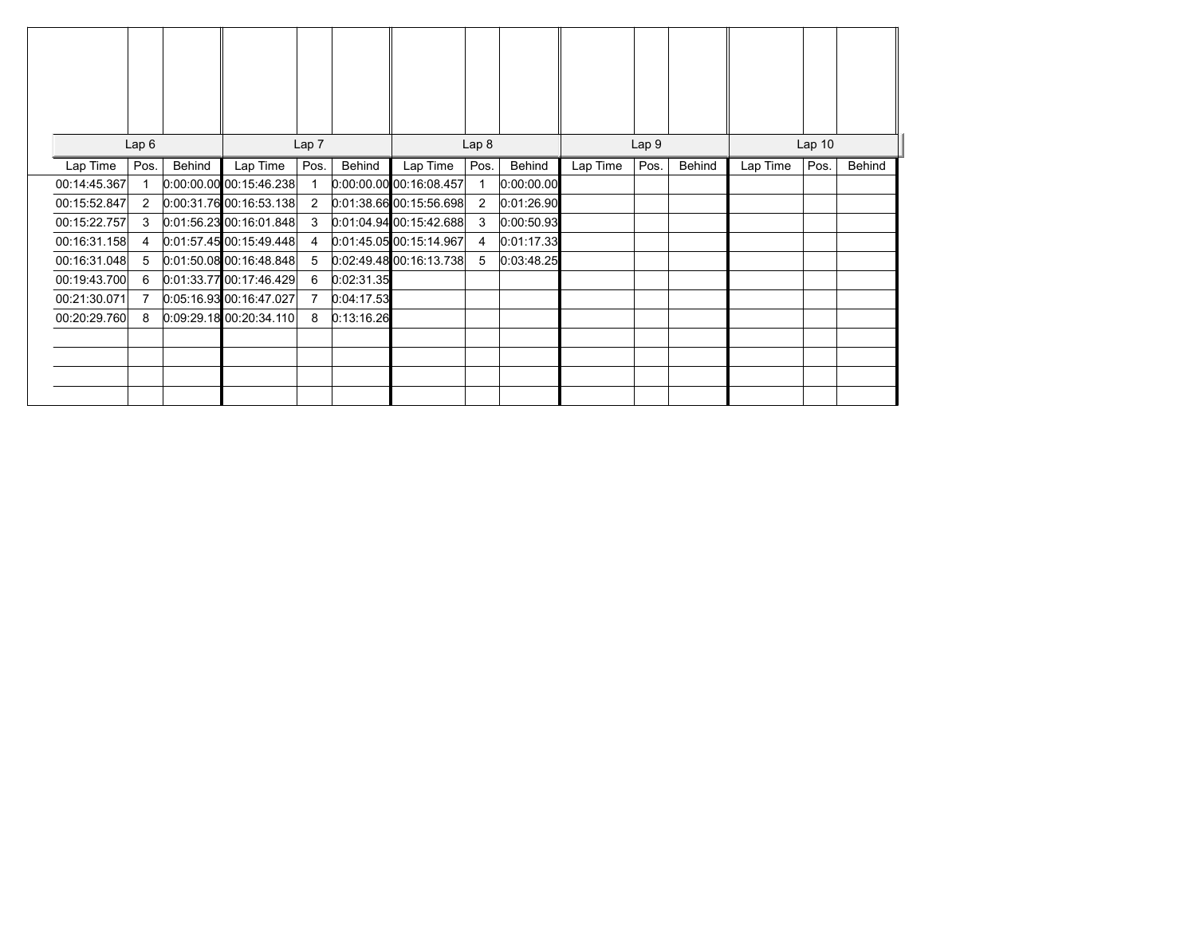| Lap 6 | | | Lap 7 | | | Lap 8 | | | Lap 9 | | | Lap 10 | | |
|---|---|---|---|---|---|---|---|---|---|---|---|---|---|---|
| Lap Time | Pos. | Behind | Lap Time | Pos. | Behind | Lap Time | Pos. | Behind | Lap Time | Pos. | Behind | Lap Time | Pos. | Behind |
| 00:14:45.367 | 1 | 0:00:00.00 | 00:15:46.238 | 1 | 0:00:00.00 | 00:16:08.457 | 1 | 0:00:00.00 | | | | | | |
| 00:15:52.847 | 2 | 0:00:31.76 | 00:16:53.138 | 2 | 0:01:38.66 | 00:15:56.698 | 2 | 0:01:26.90 | | | | | | |
| 00:15:22.757 | 3 | 0:01:56.23 | 00:16:01.848 | 3 | 0:01:04.94 | 00:15:42.688 | 3 | 0:00:50.93 | | | | | | |
| 00:16:31.158 | 4 | 0:01:57.45 | 00:15:49.448 | 4 | 0:01:45.05 | 00:15:14.967 | 4 | 0:01:17.33 | | | | | | |
| 00:16:31.048 | 5 | 0:01:50.08 | 00:16:48.848 | 5 | 0:02:49.48 | 00:16:13.738 | 5 | 0:03:48.25 | | | | | | |
| 00:19:43.700 | 6 | 0:01:33.77 | 00:17:46.429 | 6 | 0:02:31.35 | | | | | | | | | |
| 00:21:30.071 | 7 | 0:05:16.93 | 00:16:47.027 | 7 | 0:04:17.53 | | | | | | | | | |
| 00:20:29.760 | 8 | 0:09:29.18 | 00:20:34.110 | 8 | 0:13:16.26 | | | | | | | | | |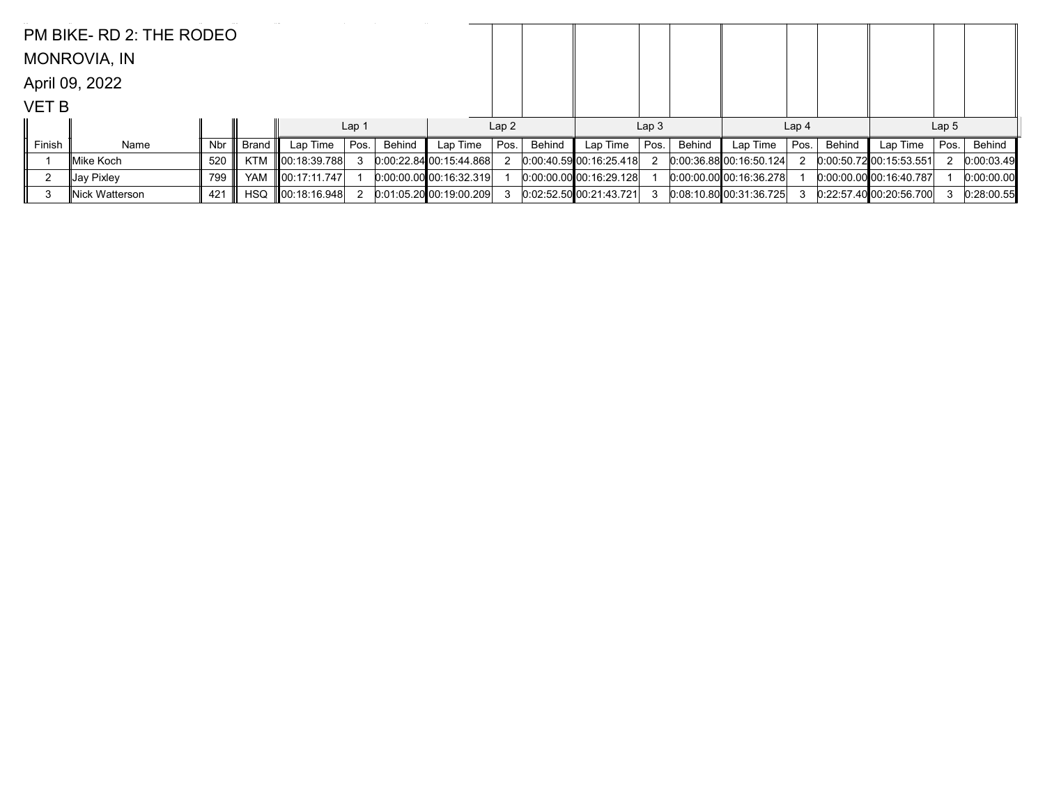PM BIKE- RD 2: THE RODEO

MONROVIA, IN

April 09, 2022

VET B

| | | | | Lap 1 | | | Lap 2 | | | Lap 3 | | | Lap 4 | | | Lap 5 | | |
|---|---|---|---|---|---|---|---|---|---|---|---|---|---|---|---|---|---|---|
| Finish | Name | Nbr | Brand | Lap Time | Pos. | Behind | Lap Time | Pos. | Behind | Lap Time | Pos. | Behind | Lap Time | Pos. | Behind | Lap Time | Pos. | Behind |
| 1 | Mike Koch | 520 | KTM | 00:18:39.788 | 3 | 0:00:22.84 | 00:15:44.868 | 2 | 0:00:40.59 | 00:16:25.418 | 2 | 0:00:36.88 | 00:16:50.124 | 2 | 0:00:50.72 | 00:15:53.551 | 2 | 0:00:03.49 |
| 2 | Jay Pixley | 799 | YAM | 00:17:11.747 | 1 | 0:00:00.00 | 00:16:32.319 | 1 | 0:00:00.00 | 00:16:29.128 | 1 | 0:00:00.00 | 00:16:36.278 | 1 | 0:00:00.00 | 00:16:40.787 | 1 | 0:00:00.00 |
| 3 | Nick Watterson | 421 | HSQ | 00:18:16.948 | 2 | 0:01:05.20 | 00:19:00.209 | 3 | 0:02:52.50 | 00:21:43.721 | 3 | 0:08:10.80 | 00:31:36.725 | 3 | 0:22:57.40 | 00:20:56.700 | 3 | 0:28:00.55 |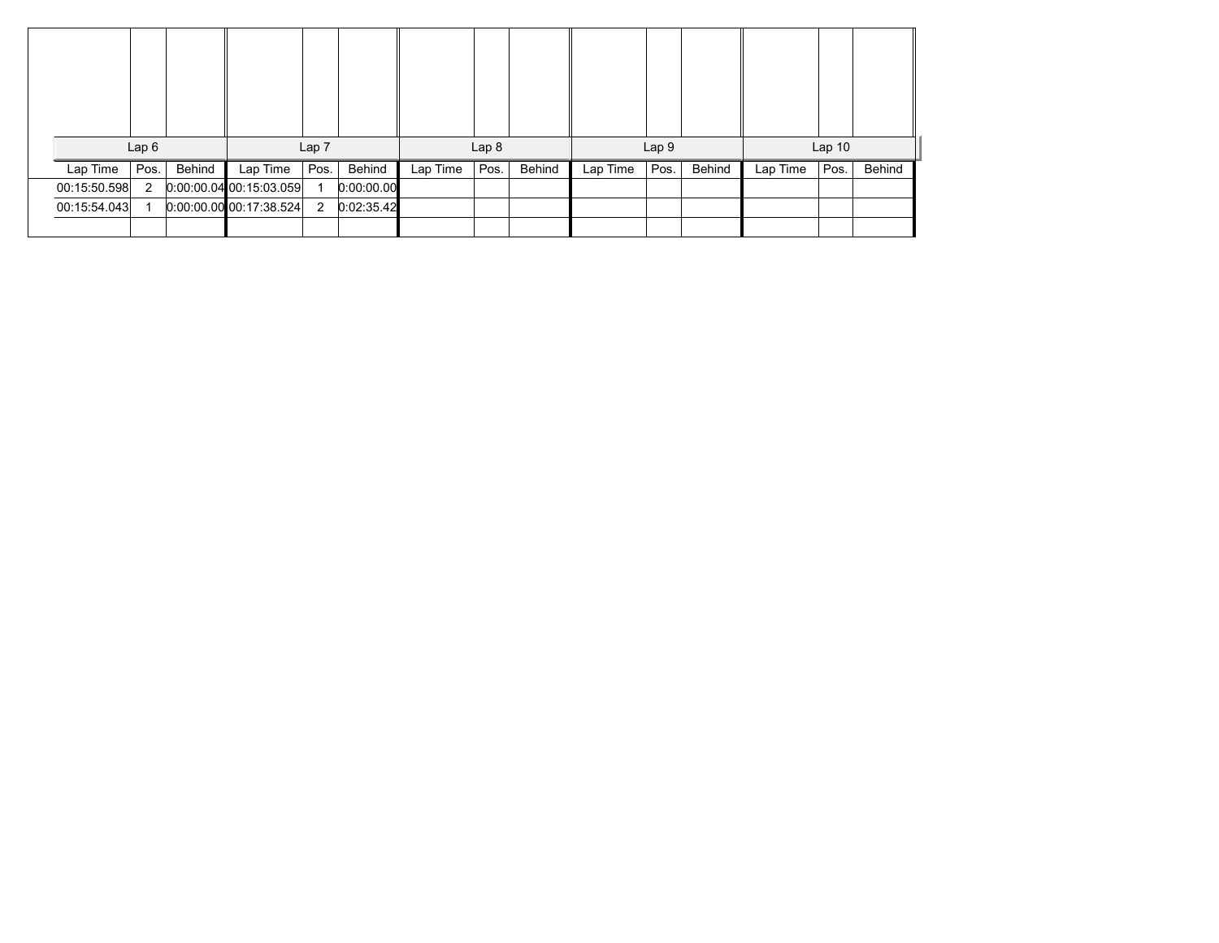| Lap 6 | | | Lap 7 | | | Lap 8 | | | Lap 9 | | | Lap 10 | | |
|---|---|---|---|---|---|---|---|---|---|---|---|---|---|---|
| Lap Time | Pos. | Behind | Lap Time | Pos. | Behind | Lap Time | Pos. | Behind | Lap Time | Pos. | Behind | Lap Time | Pos. | Behind |
| 00:15:50.598 | 2 | 0:00:00.04 | 00:15:03.059 | 1 | 0:00:00.00 | | | | | | | | | |
| 00:15:54.043 | 1 | 0:00:00.00 | 00:17:38.524 | 2 | 0:02:35.42 | | | | | | | | | |
| | | | | | | | | | | | | | | |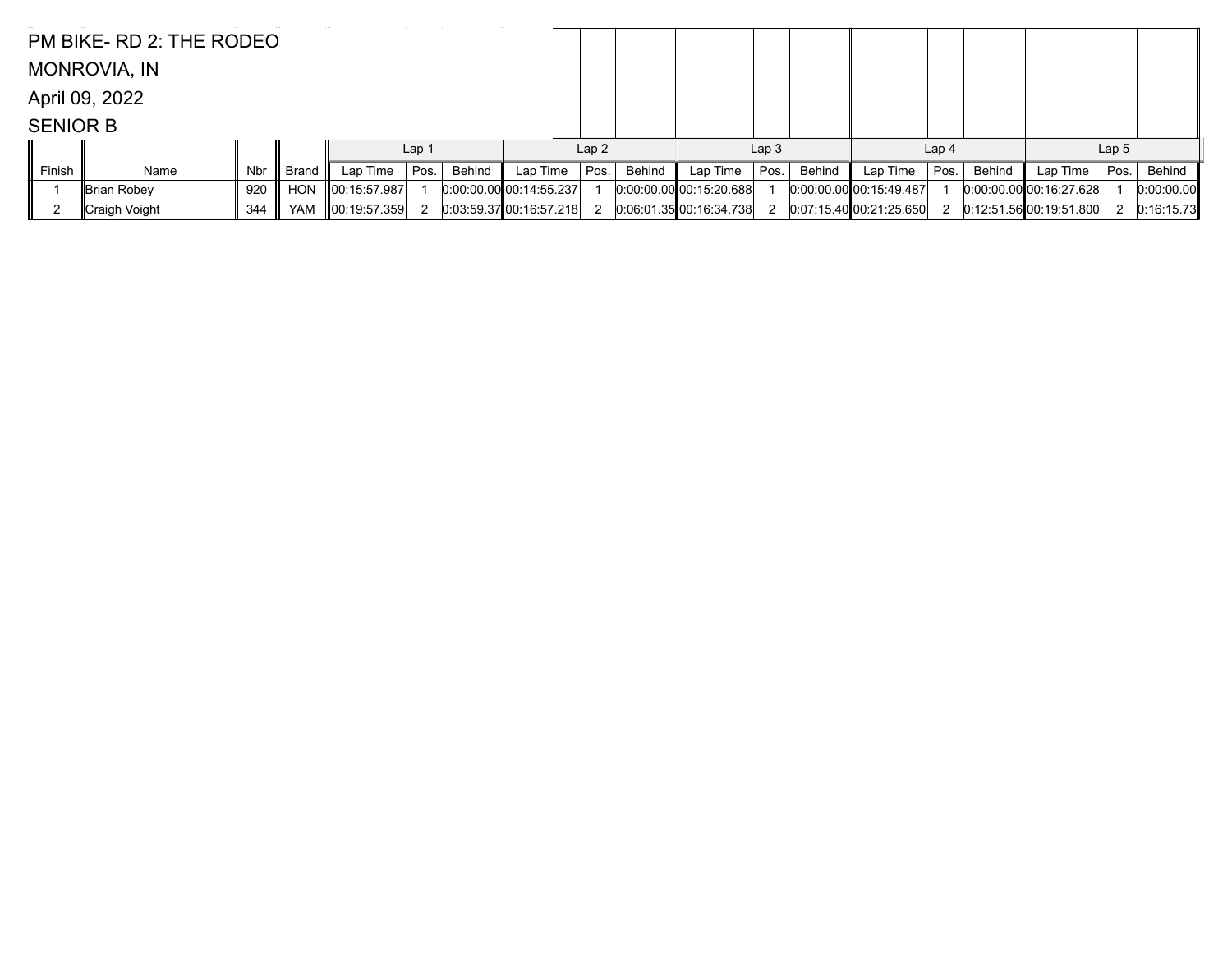PM BIKE- RD 2: THE RODEO

MONROVIA, IN

April 09, 2022

SENIOR B

| | | | | Lap 1 | | | Lap 2 | | | Lap 3 | | | Lap 4 | | | Lap 5 | | |
|---|---|---|---|---|---|---|---|---|---|---|---|---|---|---|---|---|---|---|
| Finish | Name | Nbr | Brand | Lap Time | Pos. | Behind | Lap Time | Pos. | Behind | Lap Time | Pos. | Behind | Lap Time | Pos. | Behind | Lap Time | Pos. | Behind |
| 1 | Brian Robey | 920 | HON | 00:15:57.987 | 1 | 0:00:00.00 | 00:14:55.237 | 1 | 0:00:00.00 | 00:15:20.688 | 1 | 0:00:00.00 | 00:15:49.487 | 1 | 0:00:00.00 | 00:16:27.628 | 1 | 0:00:00.00 |
| 2 | Craigh Voight | 344 | YAM | 00:19:57.359 | 2 | 0:03:59.37 | 00:16:57.218 | 2 | 0:06:01.35 | 00:16:34.738 | 2 | 0:07:15.40 | 00:21:25.650 | 2 | 0:12:51.56 | 00:19:51.800 | 2 | 0:16:15.73 |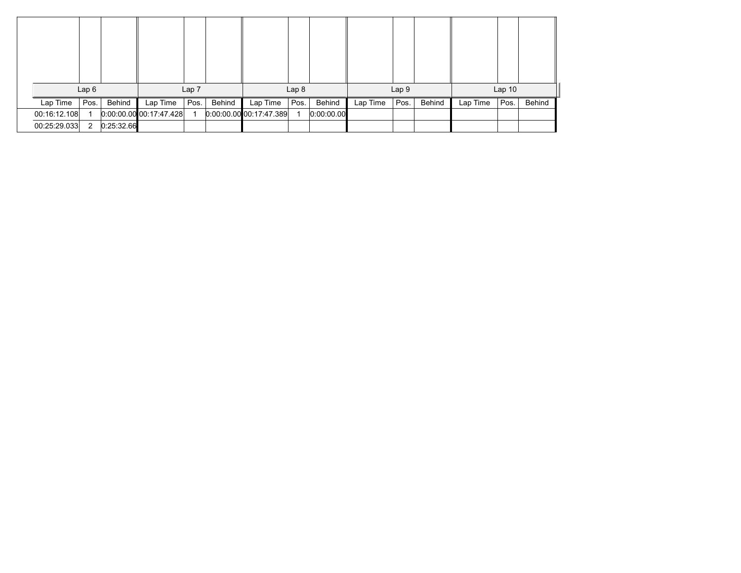| Lap 6 | | | Lap 7 | | | Lap 8 | | | Lap 9 | | | Lap 10 | | |
|---|---|---|---|---|---|---|---|---|---|---|---|---|---|---|
| Lap Time | Pos. | Behind | Lap Time | Pos. | Behind | Lap Time | Pos. | Behind | Lap Time | Pos. | Behind | Lap Time | Pos. | Behind |
| 00:16:12.108 | 1 | 0:00:00.00 | 00:17:47.428 | 1 | 0:00:00.00 | 00:17:47.389 | 1 | 0:00:00.00 | | | | | | |
| 00:25:29.033 | 2 | 0:25:32.66 | | | | | | | | | | | | |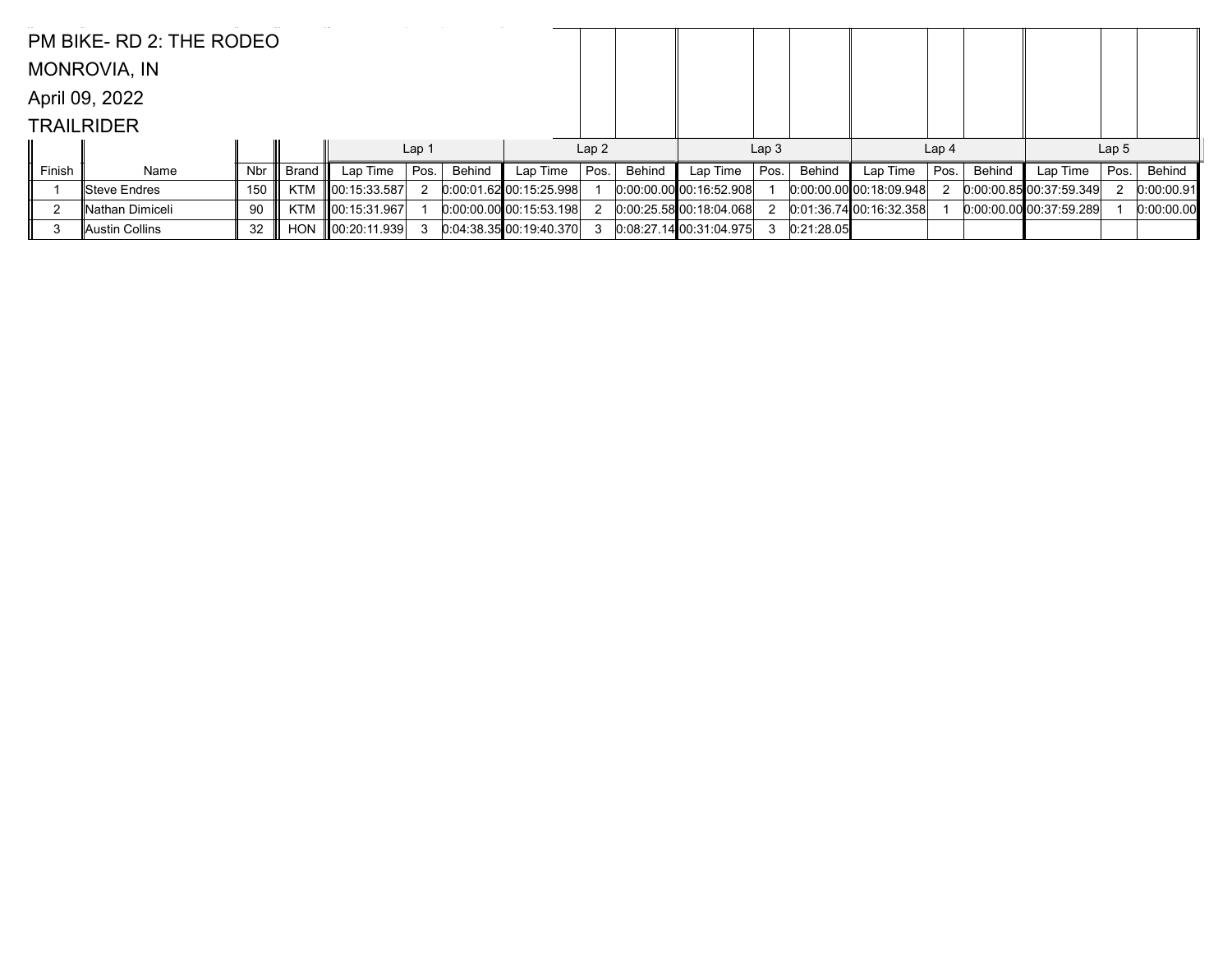PM BIKE- RD 2: THE RODEO

MONROVIA, IN

April 09, 2022

TRAILRIDER

| | | | | Lap 1 | | | Lap 2 | | | Lap 3 | | | Lap 4 | | | Lap 5 | | |
|---|---|---|---|---|---|---|---|---|---|---|---|---|---|---|---|---|---|---|
| Finish | Name | Nbr | Brand | Lap Time | Pos. | Behind | Lap Time | Pos. | Behind | Lap Time | Pos. | Behind | Lap Time | Pos. | Behind | Lap Time | Pos. | Behind |
| 1 | Steve Endres | 150 | KTM | 00:15:33.587 | 2 | 0:00:01.62 | 00:15:25.998 | 1 | 0:00:00.00 | 00:16:52.908 | 1 | 0:00:00.00 | 00:18:09.948 | 2 | 0:00:00.85 | 00:37:59.349 | 2 | 0:00:00.91 |
| 2 | Nathan Dimiceli | 90 | KTM | 00:15:31.967 | 1 | 0:00:00.00 | 00:15:53.198 | 2 | 0:00:25.58 | 00:18:04.068 | 2 | 0:01:36.74 | 00:16:32.358 | 1 | 0:00:00.00 | 00:37:59.289 | 1 | 0:00:00.00 |
| 3 | Austin Collins | 32 | HON | 00:20:11.939 | 3 | 0:04:38.35 | 00:19:40.370 | 3 | 0:08:27.14 | 00:31:04.975 | 3 | 0:21:28.05 | | | | | | |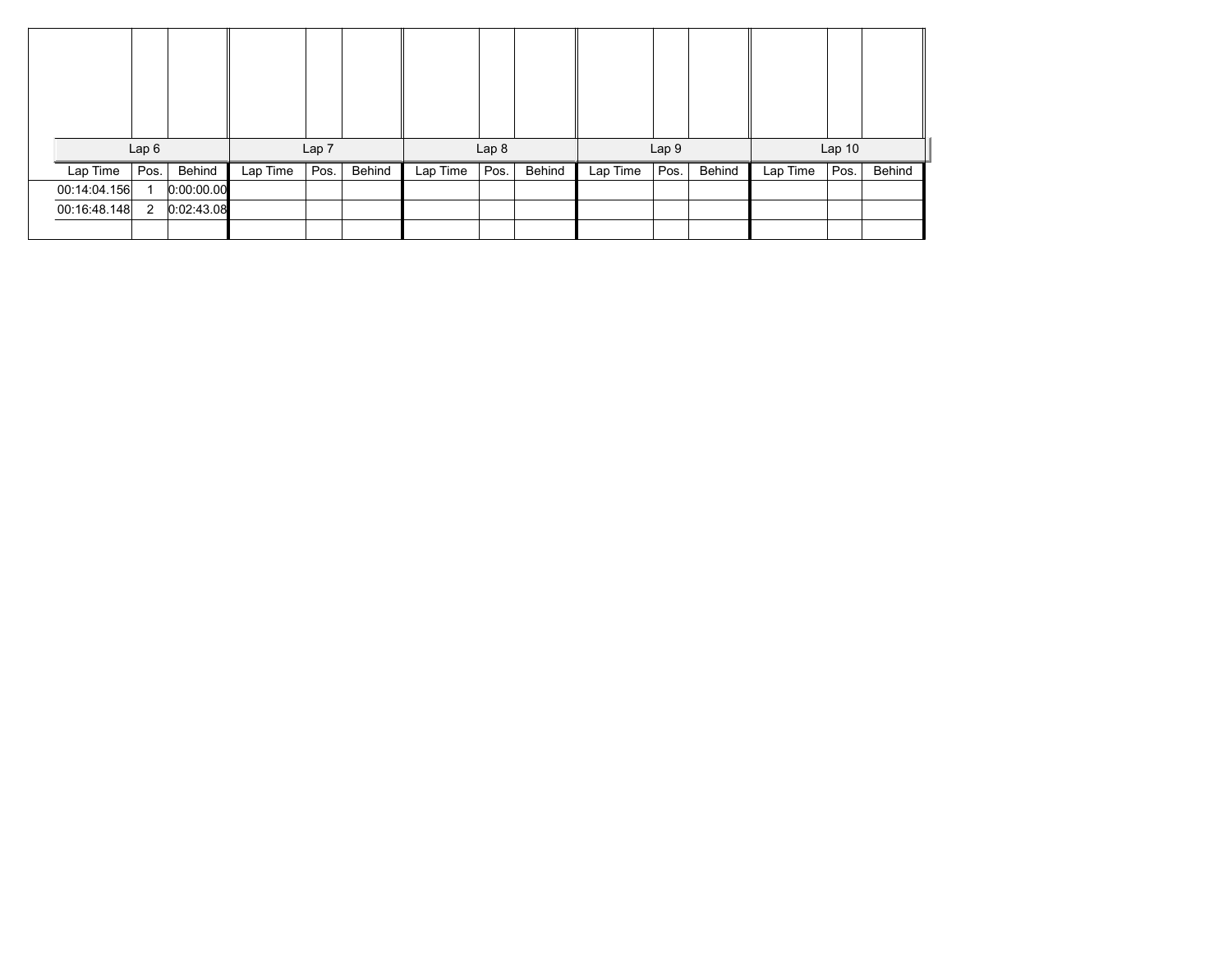| Lap 6 | | | Lap 7 | | | Lap 8 | | | Lap 9 | | | Lap 10 | | |
|---|---|---|---|---|---|---|---|---|---|---|---|---|---|---|
| Lap Time | Pos. | Behind | Lap Time | Pos. | Behind | Lap Time | Pos. | Behind | Lap Time | Pos. | Behind | Lap Time | Pos. | Behind |
| 00:14:04.156 | 1 | 0:00:00.00 | | | | | | | | | | | | |
| 00:16:48.148 | 2 | 0:02:43.08 | | | | | | | | | | | | |
| | | | | | | | | | | | | | | |